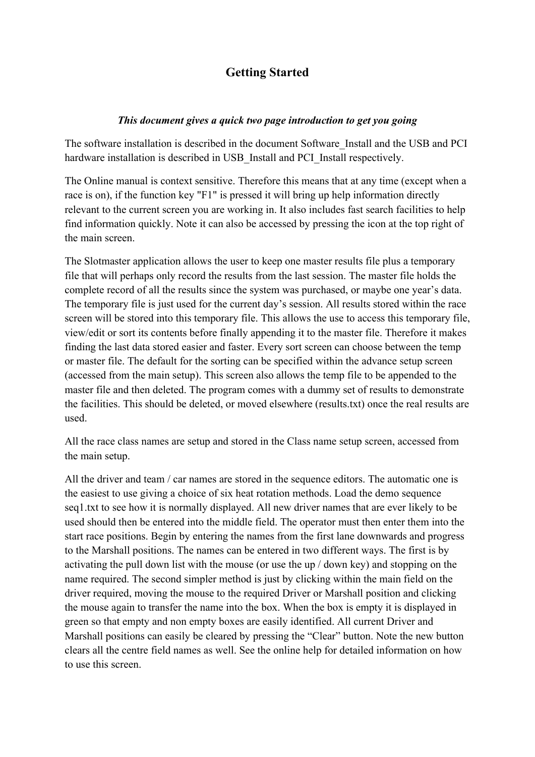# Getting Started

***This document gives a quick two page introduction to get you going***

The software installation is described in the document Software_Install and the USB and PCI hardware installation is described in USB_Install and PCI_Install respectively.

The Online manual is context sensitive. Therefore this means that at any time (except when a race is on), if the function key "F1" is pressed it will bring up help information directly relevant to the current screen you are working in. It also includes fast search facilities to help find information quickly. Note it can also be accessed by pressing the icon at the top right of the main screen.

The Slotmaster application allows the user to keep one master results file plus a temporary file that will perhaps only record the results from the last session. The master file holds the complete record of all the results since the system was purchased, or maybe one year's data. The temporary file is just used for the current day's session. All results stored within the race screen will be stored into this temporary file. This allows the use to access this temporary file, view/edit or sort its contents before finally appending it to the master file. Therefore it makes finding the last data stored easier and faster. Every sort screen can choose between the temp or master file. The default for the sorting can be specified within the advance setup screen (accessed from the main setup). This screen also allows the temp file to be appended to the master file and then deleted. The program comes with a dummy set of results to demonstrate the facilities. This should be deleted, or moved elsewhere (results.txt) once the real results are used.

All the race class names are setup and stored in the Class name setup screen, accessed from the main setup.

All the driver and team / car names are stored in the sequence editors. The automatic one is the easiest to use giving a choice of six heat rotation methods. Load the demo sequence seq1.txt to see how it is normally displayed. All new driver names that are ever likely to be used should then be entered into the middle field. The operator must then enter them into the start race positions. Begin by entering the names from the first lane downwards and progress to the Marshall positions. The names can be entered in two different ways. The first is by activating the pull down list with the mouse (or use the up / down key) and stopping on the name required. The second simpler method is just by clicking within the main field on the driver required, moving the mouse to the required Driver or Marshall position and clicking the mouse again to transfer the name into the box. When the box is empty it is displayed in green so that empty and non empty boxes are easily identified. All current Driver and Marshall positions can easily be cleared by pressing the "Clear" button. Note the new button clears all the centre field names as well. See the online help for detailed information on how to use this screen.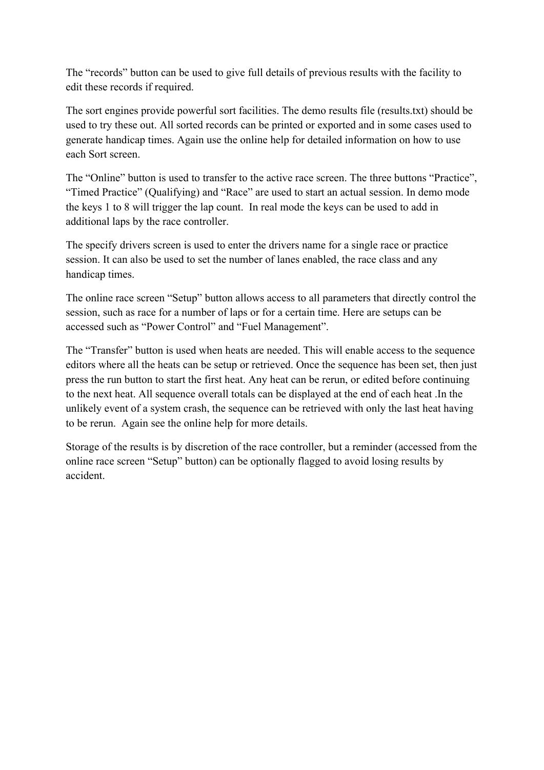The “records” button can be used to give full details of previous results with the facility to edit these records if required.

The sort engines provide powerful sort facilities. The demo results file (results.txt) should be used to try these out. All sorted records can be printed or exported and in some cases used to generate handicap times. Again use the online help for detailed information on how to use each Sort screen.

The “Online” button is used to transfer to the active race screen. The three buttons “Practice”, “Timed Practice” (Qualifying) and “Race” are used to start an actual session. In demo mode the keys 1 to 8 will trigger the lap count.  In real mode the keys can be used to add in additional laps by the race controller.

The specify drivers screen is used to enter the drivers name for a single race or practice session. It can also be used to set the number of lanes enabled, the race class and any handicap times.

The online race screen “Setup” button allows access to all parameters that directly control the session, such as race for a number of laps or for a certain time. Here are setups can be accessed such as “Power Control” and “Fuel Management”.

The “Transfer” button is used when heats are needed. This will enable access to the sequence editors where all the heats can be setup or retrieved. Once the sequence has been set, then just press the run button to start the first heat. Any heat can be rerun, or edited before continuing to the next heat. All sequence overall totals can be displayed at the end of each heat .In the unlikely event of a system crash, the sequence can be retrieved with only the last heat having to be rerun.  Again see the online help for more details.

Storage of the results is by discretion of the race controller, but a reminder (accessed from the online race screen “Setup” button) can be optionally flagged to avoid losing results by accident.